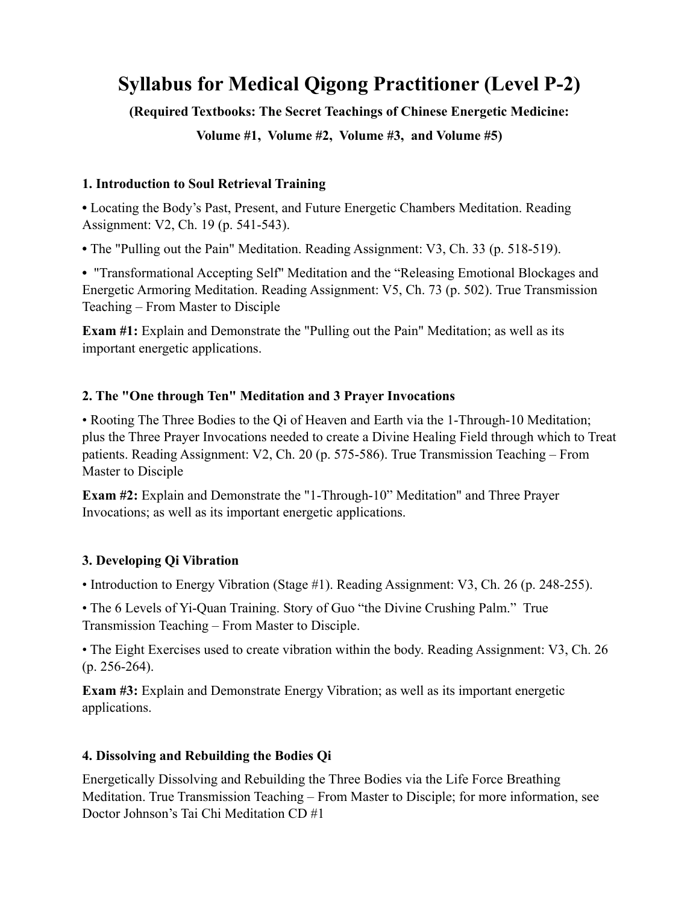# Syllabus for Medical Qigong Practitioner (Level P-2)

**(Required Textbooks: The Secret Teachings of Chinese Energetic Medicine: Volume #1, Volume #2, Volume #3, and Volume #5)**

### 1. Introduction to Soul Retrieval Training

**•** Locating the Body's Past, Present, and Future Energetic Chambers Meditation. Reading Assignment: V2, Ch. 19 (p. 541-543).

**•** The "Pulling out the Pain" Meditation. Reading Assignment: V3, Ch. 33 (p. 518-519).

**•** "Transformational Accepting Self" Meditation and the "Releasing Emotional Blockages and Energetic Armoring Meditation. Reading Assignment: V5, Ch. 73 (p. 502). True Transmission Teaching – From Master to Disciple

**Exam #1:** Explain and Demonstrate the "Pulling out the Pain" Meditation; as well as its important energetic applications.

### 2. The "One through Ten" Meditation and 3 Prayer Invocations

• Rooting The Three Bodies to the Qi of Heaven and Earth via the 1-Through-10 Meditation; plus the Three Prayer Invocations needed to create a Divine Healing Field through which to Treat patients. Reading Assignment: V2, Ch. 20 (p. 575-586). True Transmission Teaching – From Master to Disciple

**Exam #2:** Explain and Demonstrate the "1-Through-10" Meditation" and Three Prayer Invocations; as well as its important energetic applications.

### 3. Developing Qi Vibration

• Introduction to Energy Vibration (Stage #1). Reading Assignment: V3, Ch. 26 (p. 248-255).

• The 6 Levels of Yi-Quan Training. Story of Guo "the Divine Crushing Palm." True Transmission Teaching – From Master to Disciple.

• The Eight Exercises used to create vibration within the body. Reading Assignment: V3, Ch. 26 (p. 256-264).

**Exam #3:** Explain and Demonstrate Energy Vibration; as well as its important energetic applications.

### 4. Dissolving and Rebuilding the Bodies Qi

Energetically Dissolving and Rebuilding the Three Bodies via the Life Force Breathing Meditation. True Transmission Teaching – From Master to Disciple; for more information, see Doctor Johnson's Tai Chi Meditation CD #1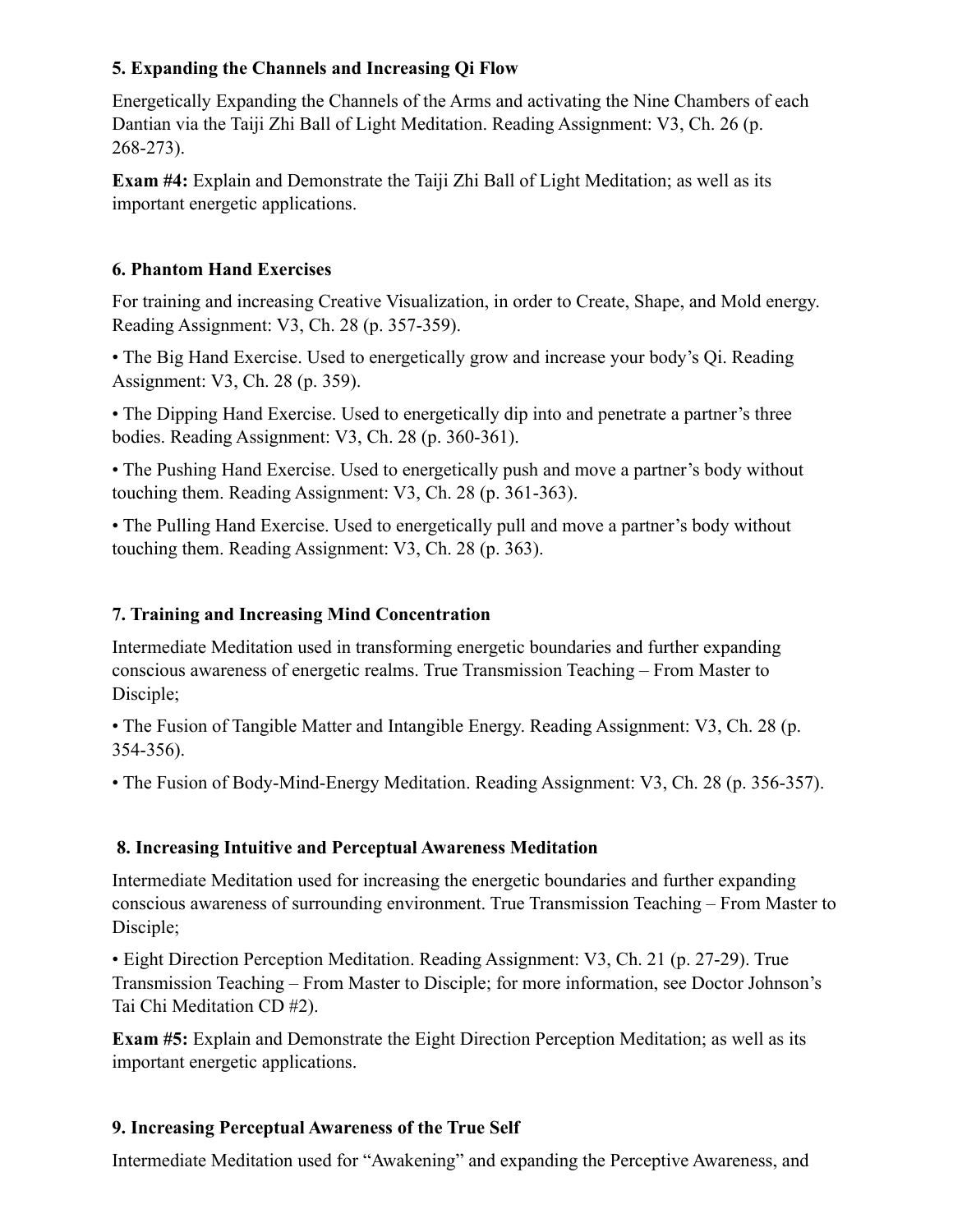### 5. Expanding the Channels and Increasing Qi Flow

Energetically Expanding the Channels of the Arms and activating the Nine Chambers of each Dantian via the Taiji Zhi Ball of Light Meditation. Reading Assignment: V3, Ch. 26 (p. 268-273).

**Exam #4:** Explain and Demonstrate the Taiji Zhi Ball of Light Meditation; as well as its important energetic applications.

### 6. Phantom Hand Exercises

For training and increasing Creative Visualization, in order to Create, Shape, and Mold energy. Reading Assignment: V3, Ch. 28 (p. 357-359).

- The Big Hand Exercise. Used to energetically grow and increase your body's Qi. Reading Assignment: V3, Ch. 28 (p. 359).
- The Dipping Hand Exercise. Used to energetically dip into and penetrate a partner's three bodies. Reading Assignment: V3, Ch. 28 (p. 360-361).
- The Pushing Hand Exercise. Used to energetically push and move a partner's body without touching them. Reading Assignment: V3, Ch. 28 (p. 361-363).
- The Pulling Hand Exercise. Used to energetically pull and move a partner's body without touching them. Reading Assignment: V3, Ch. 28 (p. 363).

### 7. Training and Increasing Mind Concentration

Intermediate Meditation used in transforming energetic boundaries and further expanding conscious awareness of energetic realms. True Transmission Teaching – From Master to Disciple;

- The Fusion of Tangible Matter and Intangible Energy. Reading Assignment: V3, Ch. 28 (p. 354-356).
- The Fusion of Body-Mind-Energy Meditation. Reading Assignment: V3, Ch. 28 (p. 356-357).

### 8. Increasing Intuitive and Perceptual Awareness Meditation

Intermediate Meditation used for increasing the energetic boundaries and further expanding conscious awareness of surrounding environment. True Transmission Teaching – From Master to Disciple;

- Eight Direction Perception Meditation. Reading Assignment: V3, Ch. 21 (p. 27-29). True Transmission Teaching – From Master to Disciple; for more information, see Doctor Johnson's Tai Chi Meditation CD #2).

**Exam #5:** Explain and Demonstrate the Eight Direction Perception Meditation; as well as its important energetic applications.

### 9. Increasing Perceptual Awareness of the True Self

Intermediate Meditation used for "Awakening" and expanding the Perceptive Awareness, and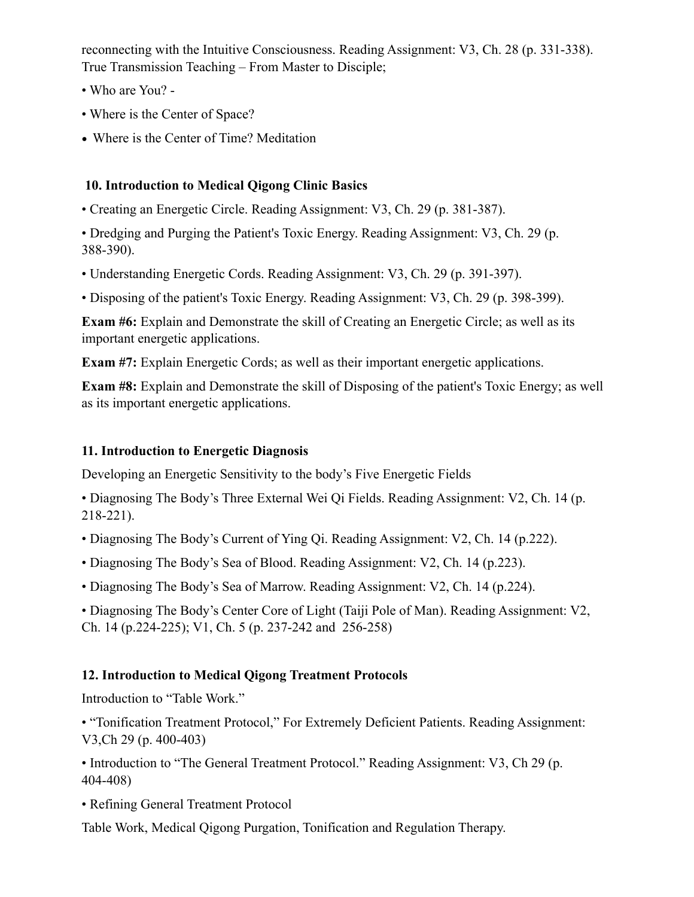reconnecting with the Intuitive Consciousness. Reading Assignment: V3, Ch. 28 (p. 331-338). True Transmission Teaching – From Master to Disciple;

- Who are You? -
- Where is the Center of Space?
- Where is the Center of Time? Meditation

### 10. Introduction to Medical Qigong Clinic Basics

- Creating an Energetic Circle. Reading Assignment: V3, Ch. 29 (p. 381-387).
- Dredging and Purging the Patient's Toxic Energy. Reading Assignment: V3, Ch. 29 (p. 388-390).
- Understanding Energetic Cords. Reading Assignment: V3, Ch. 29 (p. 391-397).
- Disposing of the patient's Toxic Energy. Reading Assignment: V3, Ch. 29 (p. 398-399).

**Exam #6:** Explain and Demonstrate the skill of Creating an Energetic Circle; as well as its important energetic applications.

**Exam #7:** Explain Energetic Cords; as well as their important energetic applications.

**Exam #8:** Explain and Demonstrate the skill of Disposing of the patient's Toxic Energy; as well as its important energetic applications.

### 11. Introduction to Energetic Diagnosis

Developing an Energetic Sensitivity to the body's Five Energetic Fields

- Diagnosing The Body's Three External Wei Qi Fields. Reading Assignment: V2, Ch. 14 (p. 218-221).
- Diagnosing The Body's Current of Ying Qi. Reading Assignment: V2, Ch. 14 (p.222).
- Diagnosing The Body's Sea of Blood. Reading Assignment: V2, Ch. 14 (p.223).
- Diagnosing The Body's Sea of Marrow. Reading Assignment: V2, Ch. 14 (p.224).
- Diagnosing The Body's Center Core of Light (Taiji Pole of Man). Reading Assignment: V2, Ch. 14 (p.224-225); V1, Ch. 5 (p. 237-242 and 256-258)

### 12. Introduction to Medical Qigong Treatment Protocols

Introduction to "Table Work."

- "Tonification Treatment Protocol," For Extremely Deficient Patients. Reading Assignment: V3,Ch 29 (p. 400-403)
- Introduction to "The General Treatment Protocol." Reading Assignment: V3, Ch 29 (p. 404-408)
- Refining General Treatment Protocol

Table Work, Medical Qigong Purgation, Tonification and Regulation Therapy.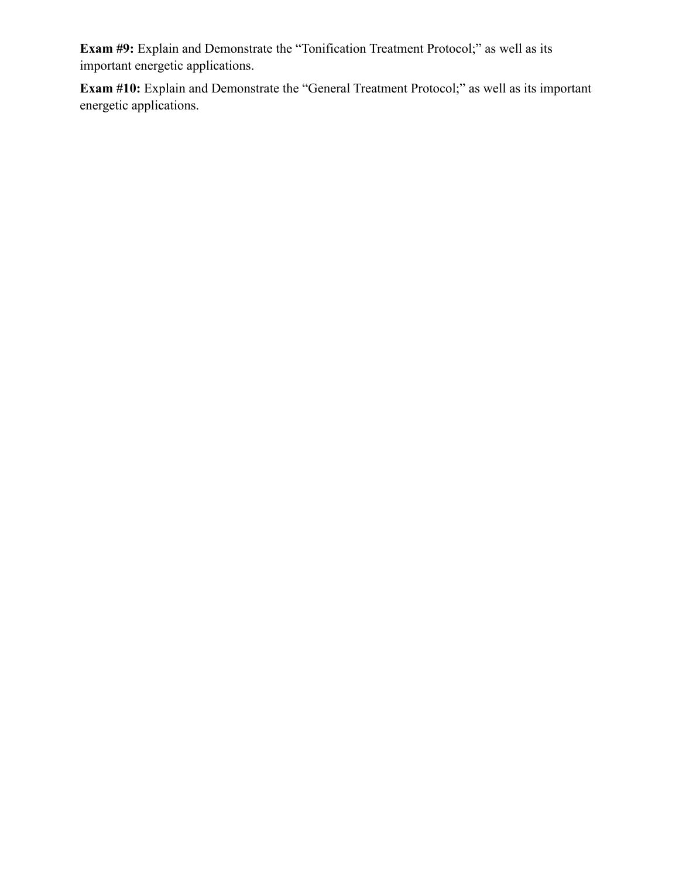**Exam #9:** Explain and Demonstrate the “Tonification Treatment Protocol;” as well as its important energetic applications.

**Exam #10:** Explain and Demonstrate the “General Treatment Protocol;” as well as its important energetic applications.